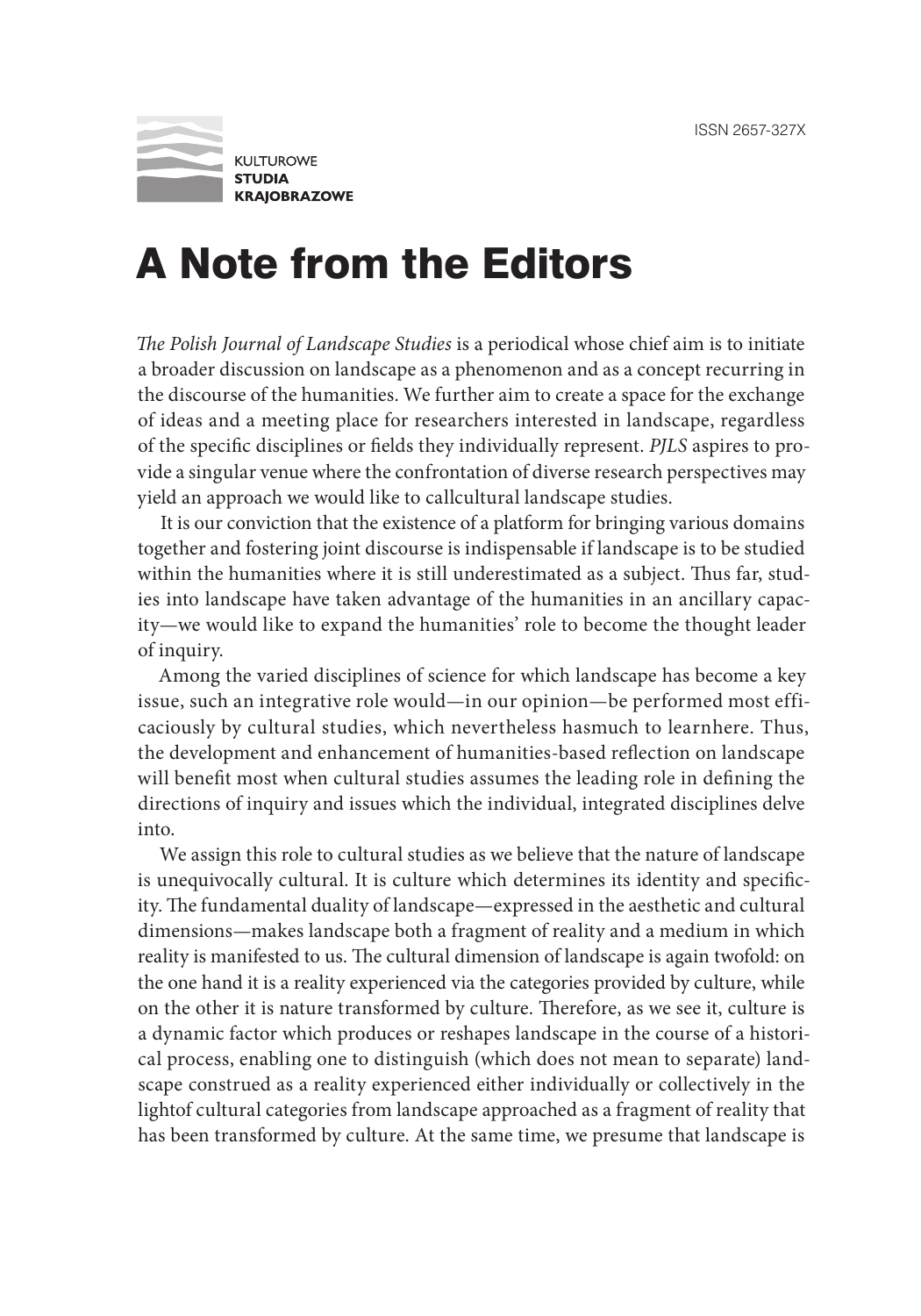# A Note from the Editors

*The Polish Journal of Landscape Studies* is a periodical whose chief aim is to initiate a broader discussion on landscape as a phenomenon and as a concept recurring in the discourse of the humanities. We further aim to create a space for the exchange of ideas and a meeting place for researchers interested in landscape, regardless of the specific disciplines or fields they individually represent. *PJLS* aspires to provide a singular venue where the confrontation of diverse research perspectives may yield an approach we would like to callcultural landscape studies.

It is our conviction that the existence of a platform for bringing various domains together and fostering joint discourse is indispensable if landscape is to be studied within the humanities where it is still underestimated as a subject. Thus far, studies into landscape have taken advantage of the humanities in an ancillary capacity—we would like to expand the humanities' role to become the thought leader of inquiry.

Among the varied disciplines of science for which landscape has become a key issue, such an integrative role would—in our opinion—be performed most efficaciously by cultural studies, which nevertheless hasmuch to learnhere. Thus, the development and enhancement of humanities-based reflection on landscape will benefit most when cultural studies assumes the leading role in defining the directions of inquiry and issues which the individual, integrated disciplines delve into.

We assign this role to cultural studies as we believe that the nature of landscape is unequivocally cultural. It is culture which determines its identity and specificity. The fundamental duality of landscape—expressed in the aesthetic and cultural dimensions—makes landscape both a fragment of reality and a medium in which reality is manifested to us. The cultural dimension of landscape is again twofold: on the one hand it is a reality experienced via the categories provided by culture, while on the other it is nature transformed by culture. Therefore, as we see it, culture is a dynamic factor which produces or reshapes landscape in the course of a historical process, enabling one to distinguish (which does not mean to separate) landscape construed as a reality experienced either individually or collectively in the lightof cultural categories from landscape approached as a fragment of reality that has been transformed by culture. At the same time, we presume that landscape is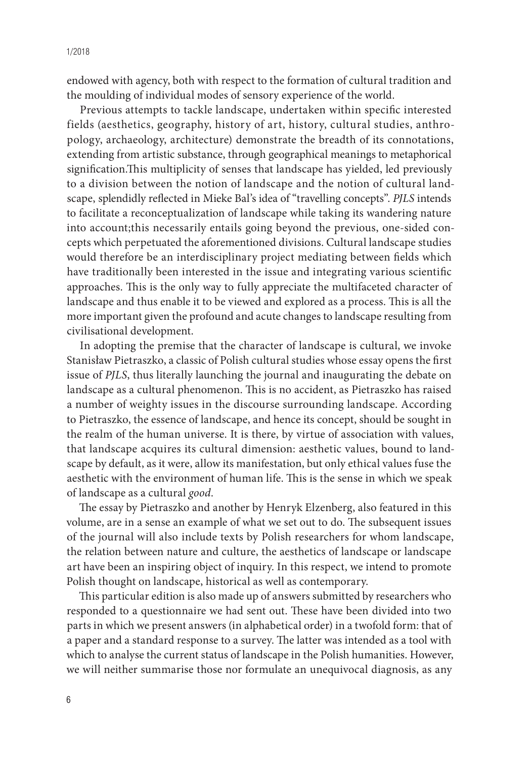endowed with agency, both with respect to the formation of cultural tradition and the moulding of individual modes of sensory experience of the world.

Previous attempts to tackle landscape, undertaken within specific interested fields (aesthetics, geography, history of art, history, cultural studies, anthropology, archaeology, architecture) demonstrate the breadth of its connotations, extending from artistic substance, through geographical meanings to metaphorical signification.This multiplicity of senses that landscape has yielded, led previously to a division between the notion of landscape and the notion of cultural landscape, splendidly reflected in Mieke Bal's idea of "travelling concepts". *PJLS* intends to facilitate a reconceptualization of landscape while taking its wandering nature into account;this necessarily entails going beyond the previous, one-sided concepts which perpetuated the aforementioned divisions. Cultural landscape studies would therefore be an interdisciplinary project mediating between fields which have traditionally been interested in the issue and integrating various scientific approaches. This is the only way to fully appreciate the multifaceted character of landscape and thus enable it to be viewed and explored as a process. This is all the more important given the profound and acute changes to landscape resulting from civilisational development.

In adopting the premise that the character of landscape is cultural, we invoke Stanisław Pietraszko, a classic of Polish cultural studies whose essay opens the first issue of *PJLS*, thus literally launching the journal and inaugurating the debate on landscape as a cultural phenomenon. This is no accident, as Pietraszko has raised a number of weighty issues in the discourse surrounding landscape. According to Pietraszko, the essence of landscape, and hence its concept, should be sought in the realm of the human universe. It is there, by virtue of association with values, that landscape acquires its cultural dimension: aesthetic values, bound to landscape by default, as it were, allow its manifestation, but only ethical values fuse the aesthetic with the environment of human life. This is the sense in which we speak of landscape as a cultural *good*.

The essay by Pietraszko and another by Henryk Elzenberg, also featured in this volume, are in a sense an example of what we set out to do. The subsequent issues of the journal will also include texts by Polish researchers for whom landscape, the relation between nature and culture, the aesthetics of landscape or landscape art have been an inspiring object of inquiry. In this respect, we intend to promote Polish thought on landscape, historical as well as contemporary.

This particular edition is also made up of answers submitted by researchers who responded to a questionnaire we had sent out. These have been divided into two parts in which we present answers (in alphabetical order) in a twofold form: that of a paper and a standard response to a survey. The latter was intended as a tool with which to analyse the current status of landscape in the Polish humanities. However, we will neither summarise those nor formulate an unequivocal diagnosis, as any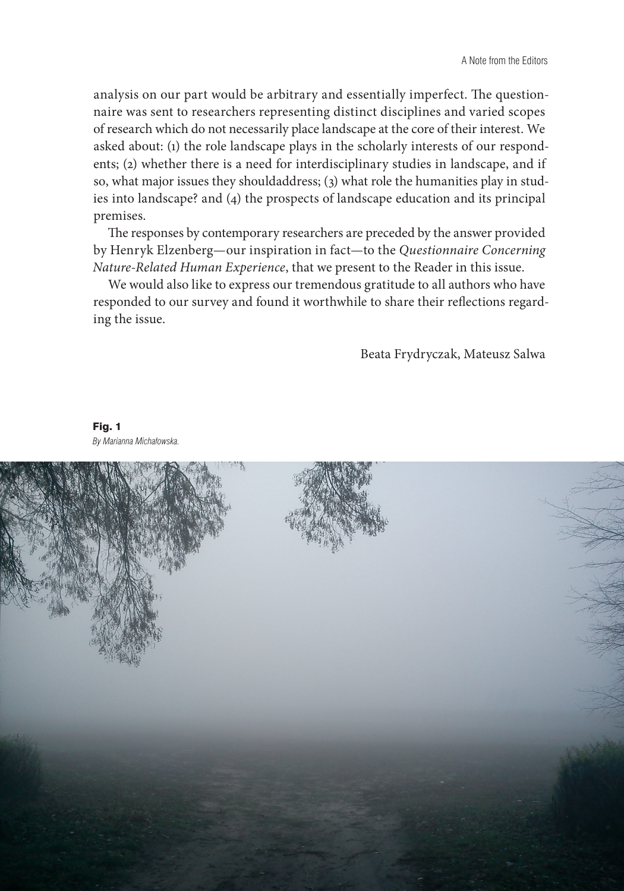analysis on our part would be arbitrary and essentially imperfect. The questionnaire was sent to researchers representing distinct disciplines and varied scopes of research which do not necessarily place landscape at the core of their interest. We asked about: (1) the role landscape plays in the scholarly interests of our respondents; (2) whether there is a need for interdisciplinary studies in landscape, and if so, what major issues they shouldaddress; (3) what role the humanities play in studies into landscape? and (4) the prospects of landscape education and its principal premises.

The responses by contemporary researchers are preceded by the answer provided by Henryk Elzenberg—our inspiration in fact—to the *Questionnaire Concerning Nature-Related Human Experience*, that we present to the Reader in this issue.

We would also like to express our tremendous gratitude to all authors who have responded to our survey and found it worthwhile to share their reflections regarding the issue.

Beata Frydryczak, Mateusz Salwa

**Fig. 1**
*By Marianna Michałowska.*